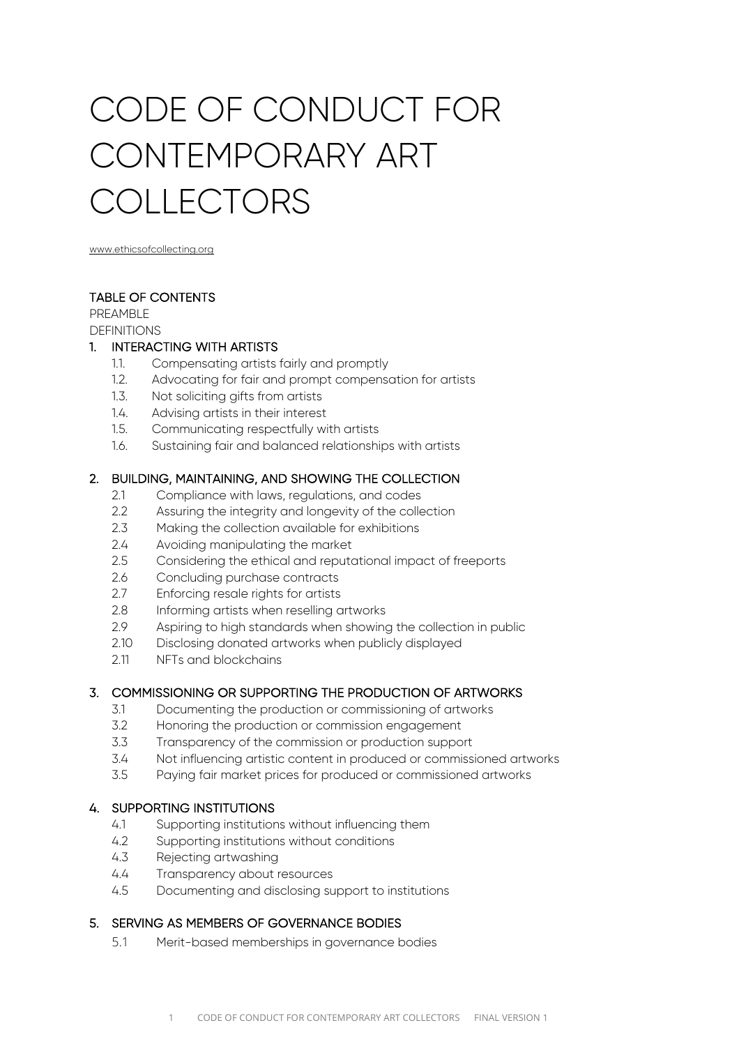# CODE OF CONDUCT FOR CONTEMPORARY ART COLLECTORS

www.ethicsofcollecting.org

## TABLE OF CONTENTS

PREAMBLE

DEFINITIONS

1. INTERACTING WITH ARTISTS
   - 1.1. Compensating artists fairly and promptly
   - 1.2. Advocating for fair and prompt compensation for artists
   - 1.3. Not soliciting gifts from artists
   - 1.4. Advising artists in their interest
   - 1.5. Communicating respectfully with artists
   - 1.6. Sustaining fair and balanced relationships with artists

2. BUILDING, MAINTAINING, AND SHOWING THE COLLECTION
   - 2.1 Compliance with laws, regulations, and codes
   - 2.2 Assuring the integrity and longevity of the collection
   - 2.3 Making the collection available for exhibitions
   - 2.4 Avoiding manipulating the market
   - 2.5 Considering the ethical and reputational impact of freeports
   - 2.6 Concluding purchase contracts
   - 2.7 Enforcing resale rights for artists
   - 2.8 Informing artists when reselling artworks
   - 2.9 Aspiring to high standards when showing the collection in public
   - 2.10 Disclosing donated artworks when publicly displayed
   - 2.11 NFTs and blockchains

3. COMMISSIONING OR SUPPORTING THE PRODUCTION OF ARTWORKS
   - 3.1 Documenting the production or commissioning of artworks
   - 3.2 Honoring the production or commission engagement
   - 3.3 Transparency of the commission or production support
   - 3.4 Not influencing artistic content in produced or commissioned artworks
   - 3.5 Paying fair market prices for produced or commissioned artworks

4. SUPPORTING INSTITUTIONS
   - 4.1 Supporting institutions without influencing them
   - 4.2 Supporting institutions without conditions
   - 4.3 Rejecting artwashing
   - 4.4 Transparency about resources
   - 4.5 Documenting and disclosing support to institutions

5. SERVING AS MEMBERS OF GOVERNANCE BODIES
   - 5.1 Merit-based memberships in governance bodies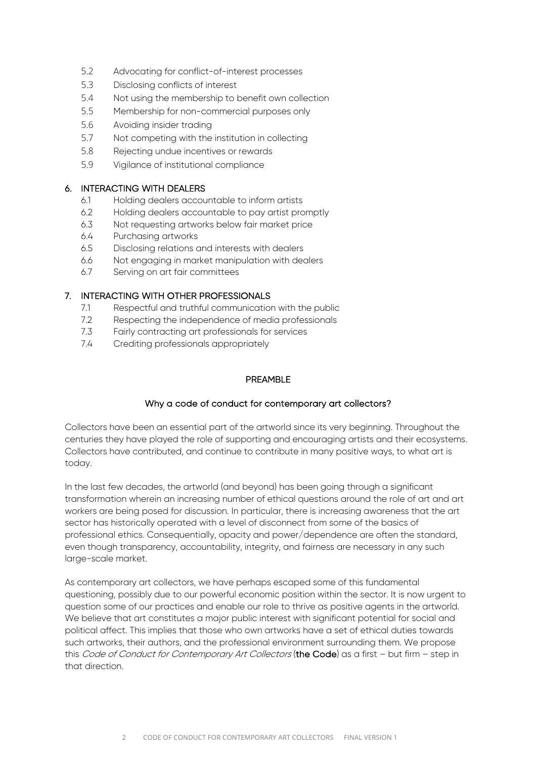- 5.2 Advocating for conflict-of-interest processes
- 5.3 Disclosing conflicts of interest
- 5.4 Not using the membership to benefit own collection
- 5.5 Membership for non-commercial purposes only
- 5.6 Avoiding insider trading
- 5.7 Not competing with the institution in collecting
- 5.8 Rejecting undue incentives or rewards
- 5.9 Vigilance of institutional compliance

6. INTERACTING WITH DEALERS
   - 6.1 Holding dealers accountable to inform artists
   - 6.2 Holding dealers accountable to pay artist promptly
   - 6.3 Not requesting artworks below fair market price
   - 6.4 Purchasing artworks
   - 6.5 Disclosing relations and interests with dealers
   - 6.6 Not engaging in market manipulation with dealers
   - 6.7 Serving on art fair committees

7. INTERACTING WITH OTHER PROFESSIONALS
   - 7.1 Respectful and truthful communication with the public
   - 7.2 Respecting the independence of media professionals
   - 7.3 Fairly contracting art professionals for services
   - 7.4 Crediting professionals appropriately

## PREAMBLE

### Why a code of conduct for contemporary art collectors?

Collectors have been an essential part of the artworld since its very beginning. Throughout the centuries they have played the role of supporting and encouraging artists and their ecosystems. Collectors have contributed, and continue to contribute in many positive ways, to what art is today.

In the last few decades, the artworld (and beyond) has been going through a significant transformation wherein an increasing number of ethical questions around the role of art and art workers are being posed for discussion. In particular, there is increasing awareness that the art sector has historically operated with a level of disconnect from some of the basics of professional ethics. Consequentially, opacity and power/dependence are often the standard, even though transparency, accountability, integrity, and fairness are necessary in any such large-scale market.

As contemporary art collectors, we have perhaps escaped some of this fundamental questioning, possibly due to our powerful economic position within the sector. It is now urgent to question some of our practices and enable our role to thrive as positive agents in the artworld. We believe that art constitutes a major public interest with significant potential for social and political affect. This implies that those who own artworks have a set of ethical duties towards such artworks, their authors, and the professional environment surrounding them. We propose this *Code of Conduct for Contemporary Art Collectors* (**the Code**) as a first – but firm – step in that direction.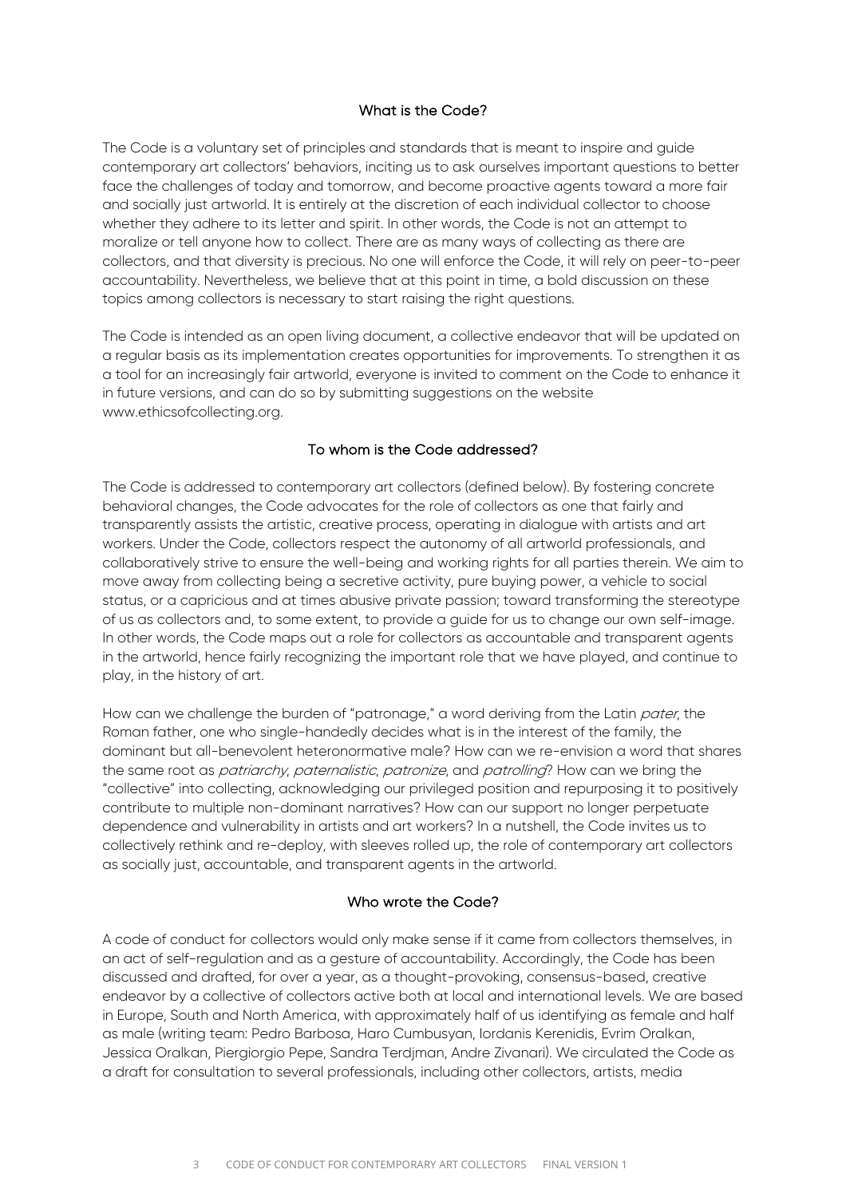## What is the Code?

The Code is a voluntary set of principles and standards that is meant to inspire and guide contemporary art collectors' behaviors, inciting us to ask ourselves important questions to better face the challenges of today and tomorrow, and become proactive agents toward a more fair and socially just artworld. It is entirely at the discretion of each individual collector to choose whether they adhere to its letter and spirit. In other words, the Code is not an attempt to moralize or tell anyone how to collect. There are as many ways of collecting as there are collectors, and that diversity is precious. No one will enforce the Code, it will rely on peer-to-peer accountability. Nevertheless, we believe that at this point in time, a bold discussion on these topics among collectors is necessary to start raising the right questions.

The Code is intended as an open living document, a collective endeavor that will be updated on a regular basis as its implementation creates opportunities for improvements. To strengthen it as a tool for an increasingly fair artworld, everyone is invited to comment on the Code to enhance it in future versions, and can do so by submitting suggestions on the website www.ethicsofcollecting.org.

## To whom is the Code addressed?

The Code is addressed to contemporary art collectors (defined below). By fostering concrete behavioral changes, the Code advocates for the role of collectors as one that fairly and transparently assists the artistic, creative process, operating in dialogue with artists and art workers. Under the Code, collectors respect the autonomy of all artworld professionals, and collaboratively strive to ensure the well-being and working rights for all parties therein. We aim to move away from collecting being a secretive activity, pure buying power, a vehicle to social status, or a capricious and at times abusive private passion; toward transforming the stereotype of us as collectors and, to some extent, to provide a guide for us to change our own self-image. In other words, the Code maps out a role for collectors as accountable and transparent agents in the artworld, hence fairly recognizing the important role that we have played, and continue to play, in the history of art.

How can we challenge the burden of "patronage," a word deriving from the Latin *pater*, the Roman father, one who single-handedly decides what is in the interest of the family, the dominant but all-benevolent heteronormative male? How can we re-envision a word that shares the same root as *patriarchy*, *paternalistic*, *patronize*, and *patrolling*? How can we bring the "collective" into collecting, acknowledging our privileged position and repurposing it to positively contribute to multiple non-dominant narratives? How can our support no longer perpetuate dependence and vulnerability in artists and art workers? In a nutshell, the Code invites us to collectively rethink and re-deploy, with sleeves rolled up, the role of contemporary art collectors as socially just, accountable, and transparent agents in the artworld.

## Who wrote the Code?

A code of conduct for collectors would only make sense if it came from collectors themselves, in an act of self-regulation and as a gesture of accountability. Accordingly, the Code has been discussed and drafted, for over a year, as a thought-provoking, consensus-based, creative endeavor by a collective of collectors active both at local and international levels. We are based in Europe, South and North America, with approximately half of us identifying as female and half as male (writing team: Pedro Barbosa, Haro Cumbusyan, Iordanis Kerenidis, Evrim Oralkan, Jessica Oralkan, Piergiorgio Pepe, Sandra Terdjman, Andre Zivanari). We circulated the Code as a draft for consultation to several professionals, including other collectors, artists, media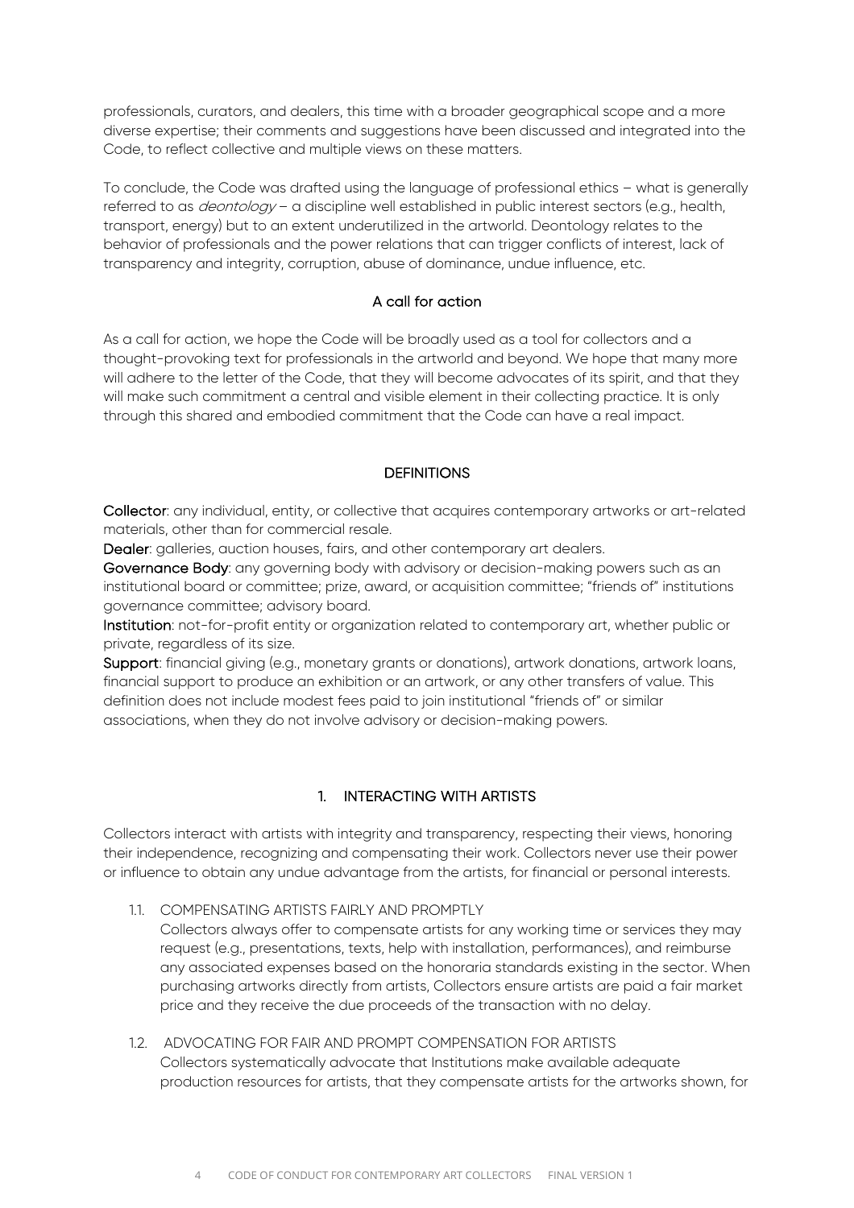professionals, curators, and dealers, this time with a broader geographical scope and a more diverse expertise; their comments and suggestions have been discussed and integrated into the Code, to reflect collective and multiple views on these matters.

To conclude, the Code was drafted using the language of professional ethics – what is generally referred to as *deontology* – a discipline well established in public interest sectors (e.g., health, transport, energy) but to an extent underutilized in the artworld. Deontology relates to the behavior of professionals and the power relations that can trigger conflicts of interest, lack of transparency and integrity, corruption, abuse of dominance, undue influence, etc.

### A call for action

As a call for action, we hope the Code will be broadly used as a tool for collectors and a thought-provoking text for professionals in the artworld and beyond. We hope that many more will adhere to the letter of the Code, that they will become advocates of its spirit, and that they will make such commitment a central and visible element in their collecting practice. It is only through this shared and embodied commitment that the Code can have a real impact.

## DEFINITIONS

**Collector**: any individual, entity, or collective that acquires contemporary artworks or art-related materials, other than for commercial resale.
**Dealer**: galleries, auction houses, fairs, and other contemporary art dealers.
**Governance Body**: any governing body with advisory or decision-making powers such as an institutional board or committee; prize, award, or acquisition committee; "friends of" institutions governance committee; advisory board.
**Institution**: not-for-profit entity or organization related to contemporary art, whether public or private, regardless of its size.
**Support**: financial giving (e.g., monetary grants or donations), artwork donations, artwork loans, financial support to produce an exhibition or an artwork, or any other transfers of value. This definition does not include modest fees paid to join institutional "friends of" or similar associations, when they do not involve advisory or decision-making powers.

## 1. INTERACTING WITH ARTISTS

Collectors interact with artists with integrity and transparency, respecting their views, honoring their independence, recognizing and compensating their work. Collectors never use their power or influence to obtain any undue advantage from the artists, for financial or personal interests.

### 1.1. COMPENSATING ARTISTS FAIRLY AND PROMPTLY

Collectors always offer to compensate artists for any working time or services they may request (e.g., presentations, texts, help with installation, performances), and reimburse any associated expenses based on the honoraria standards existing in the sector. When purchasing artworks directly from artists, Collectors ensure artists are paid a fair market price and they receive the due proceeds of the transaction with no delay.

### 1.2. ADVOCATING FOR FAIR AND PROMPT COMPENSATION FOR ARTISTS

Collectors systematically advocate that Institutions make available adequate production resources for artists, that they compensate artists for the artworks shown, for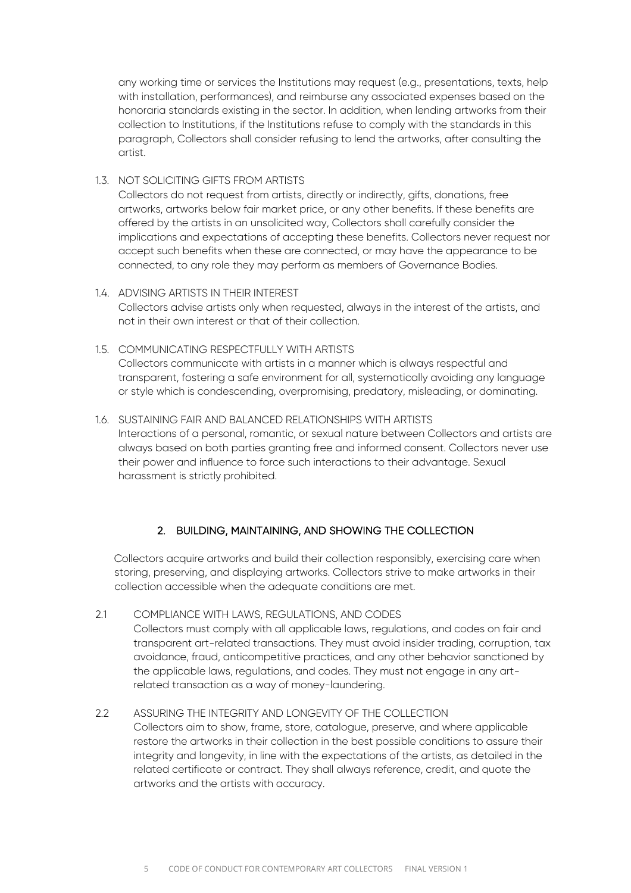any working time or services the Institutions may request (e.g., presentations, texts, help with installation, performances), and reimburse any associated expenses based on the honoraria standards existing in the sector. In addition, when lending artworks from their collection to Institutions, if the Institutions refuse to comply with the standards in this paragraph, Collectors shall consider refusing to lend the artworks, after consulting the artist.

### 1.3. NOT SOLICITING GIFTS FROM ARTISTS

Collectors do not request from artists, directly or indirectly, gifts, donations, free artworks, artworks below fair market price, or any other benefits. If these benefits are offered by the artists in an unsolicited way, Collectors shall carefully consider the implications and expectations of accepting these benefits. Collectors never request nor accept such benefits when these are connected, or may have the appearance to be connected, to any role they may perform as members of Governance Bodies.

### 1.4. ADVISING ARTISTS IN THEIR INTEREST

Collectors advise artists only when requested, always in the interest of the artists, and not in their own interest or that of their collection.

### 1.5. COMMUNICATING RESPECTFULLY WITH ARTISTS

Collectors communicate with artists in a manner which is always respectful and transparent, fostering a safe environment for all, systematically avoiding any language or style which is condescending, overpromising, predatory, misleading, or dominating.

### 1.6. SUSTAINING FAIR AND BALANCED RELATIONSHIPS WITH ARTISTS

Interactions of a personal, romantic, or sexual nature between Collectors and artists are always based on both parties granting free and informed consent. Collectors never use their power and influence to force such interactions to their advantage. Sexual harassment is strictly prohibited.

## 2. BUILDING, MAINTAINING, AND SHOWING THE COLLECTION

Collectors acquire artworks and build their collection responsibly, exercising care when storing, preserving, and displaying artworks. Collectors strive to make artworks in their collection accessible when the adequate conditions are met.

### 2.1 COMPLIANCE WITH LAWS, REGULATIONS, AND CODES

Collectors must comply with all applicable laws, regulations, and codes on fair and transparent art-related transactions. They must avoid insider trading, corruption, tax avoidance, fraud, anticompetitive practices, and any other behavior sanctioned by the applicable laws, regulations, and codes. They must not engage in any art-related transaction as a way of money-laundering.

### 2.2 ASSURING THE INTEGRITY AND LONGEVITY OF THE COLLECTION

Collectors aim to show, frame, store, catalogue, preserve, and where applicable restore the artworks in their collection in the best possible conditions to assure their integrity and longevity, in line with the expectations of the artists, as detailed in the related certificate or contract. They shall always reference, credit, and quote the artworks and the artists with accuracy.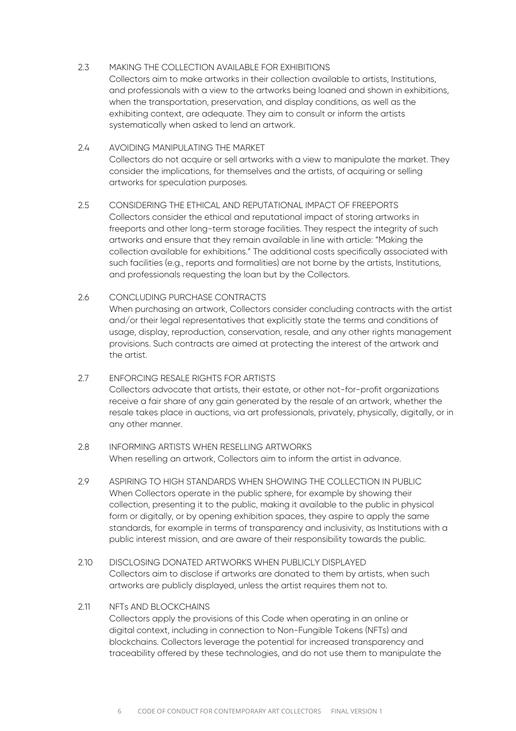### 2.3 MAKING THE COLLECTION AVAILABLE FOR EXHIBITIONS

Collectors aim to make artworks in their collection available to artists, Institutions, and professionals with a view to the artworks being loaned and shown in exhibitions, when the transportation, preservation, and display conditions, as well as the exhibiting context, are adequate. They aim to consult or inform the artists systematically when asked to lend an artwork.

### 2.4 AVOIDING MANIPULATING THE MARKET

Collectors do not acquire or sell artworks with a view to manipulate the market. They consider the implications, for themselves and the artists, of acquiring or selling artworks for speculation purposes.

### 2.5 CONSIDERING THE ETHICAL AND REPUTATIONAL IMPACT OF FREEPORTS

Collectors consider the ethical and reputational impact of storing artworks in freeports and other long-term storage facilities. They respect the integrity of such artworks and ensure that they remain available in line with article: "Making the collection available for exhibitions." The additional costs specifically associated with such facilities (e.g., reports and formalities) are not borne by the artists, Institutions, and professionals requesting the loan but by the Collectors.

### 2.6 CONCLUDING PURCHASE CONTRACTS

When purchasing an artwork, Collectors consider concluding contracts with the artist and/or their legal representatives that explicitly state the terms and conditions of usage, display, reproduction, conservation, resale, and any other rights management provisions. Such contracts are aimed at protecting the interest of the artwork and the artist.

### 2.7 ENFORCING RESALE RIGHTS FOR ARTISTS

Collectors advocate that artists, their estate, or other not-for-profit organizations receive a fair share of any gain generated by the resale of an artwork, whether the resale takes place in auctions, via art professionals, privately, physically, digitally, or in any other manner.

### 2.8 INFORMING ARTISTS WHEN RESELLING ARTWORKS

When reselling an artwork, Collectors aim to inform the artist in advance.

### 2.9 ASPIRING TO HIGH STANDARDS WHEN SHOWING THE COLLECTION IN PUBLIC

When Collectors operate in the public sphere, for example by showing their collection, presenting it to the public, making it available to the public in physical form or digitally, or by opening exhibition spaces, they aspire to apply the same standards, for example in terms of transparency and inclusivity, as Institutions with a public interest mission, and are aware of their responsibility towards the public.

### 2.10 DISCLOSING DONATED ARTWORKS WHEN PUBLICLY DISPLAYED

Collectors aim to disclose if artworks are donated to them by artists, when such artworks are publicly displayed, unless the artist requires them not to.

### 2.11 NFTs AND BLOCKCHAINS

Collectors apply the provisions of this Code when operating in an online or digital context, including in connection to Non-Fungible Tokens (NFTs) and blockchains. Collectors leverage the potential for increased transparency and traceability offered by these technologies, and do not use them to manipulate the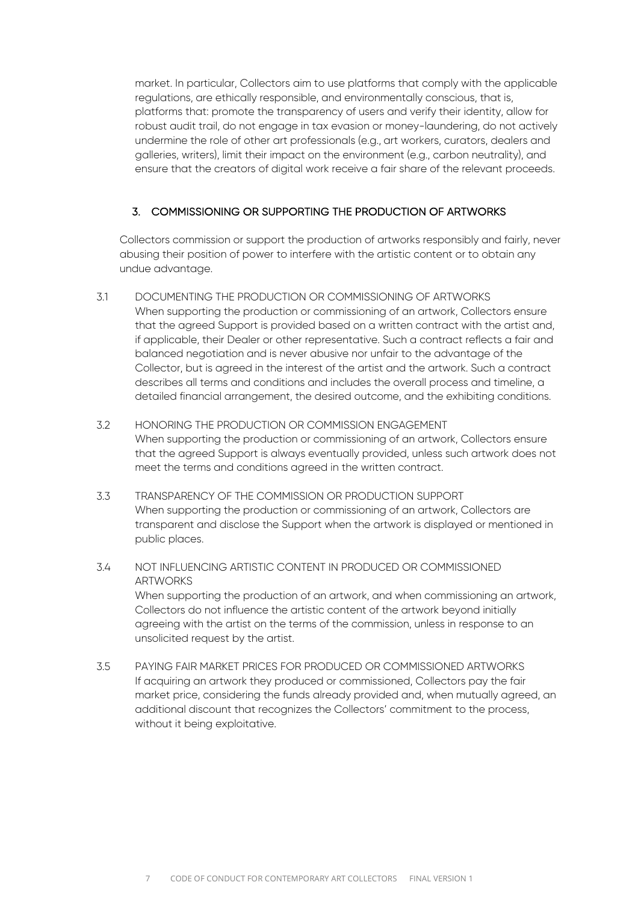market. In particular, Collectors aim to use platforms that comply with the applicable regulations, are ethically responsible, and environmentally conscious, that is, platforms that: promote the transparency of users and verify their identity, allow for robust audit trail, do not engage in tax evasion or money-laundering, do not actively undermine the role of other art professionals (e.g., art workers, curators, dealers and galleries, writers), limit their impact on the environment (e.g., carbon neutrality), and ensure that the creators of digital work receive a fair share of the relevant proceeds.

## 3. COMMISSIONING OR SUPPORTING THE PRODUCTION OF ARTWORKS

Collectors commission or support the production of artworks responsibly and fairly, never abusing their position of power to interfere with the artistic content or to obtain any undue advantage.

### 3.1 DOCUMENTING THE PRODUCTION OR COMMISSIONING OF ARTWORKS

When supporting the production or commissioning of an artwork, Collectors ensure that the agreed Support is provided based on a written contract with the artist and, if applicable, their Dealer or other representative. Such a contract reflects a fair and balanced negotiation and is never abusive nor unfair to the advantage of the Collector, but is agreed in the interest of the artist and the artwork. Such a contract describes all terms and conditions and includes the overall process and timeline, a detailed financial arrangement, the desired outcome, and the exhibiting conditions.

### 3.2 HONORING THE PRODUCTION OR COMMISSION ENGAGEMENT

When supporting the production or commissioning of an artwork, Collectors ensure that the agreed Support is always eventually provided, unless such artwork does not meet the terms and conditions agreed in the written contract.

### 3.3 TRANSPARENCY OF THE COMMISSION OR PRODUCTION SUPPORT

When supporting the production or commissioning of an artwork, Collectors are transparent and disclose the Support when the artwork is displayed or mentioned in public places.

### 3.4 NOT INFLUENCING ARTISTIC CONTENT IN PRODUCED OR COMMISSIONED ARTWORKS

When supporting the production of an artwork, and when commissioning an artwork, Collectors do not influence the artistic content of the artwork beyond initially agreeing with the artist on the terms of the commission, unless in response to an unsolicited request by the artist.

### 3.5 PAYING FAIR MARKET PRICES FOR PRODUCED OR COMMISSIONED ARTWORKS

If acquiring an artwork they produced or commissioned, Collectors pay the fair market price, considering the funds already provided and, when mutually agreed, an additional discount that recognizes the Collectors' commitment to the process, without it being exploitative.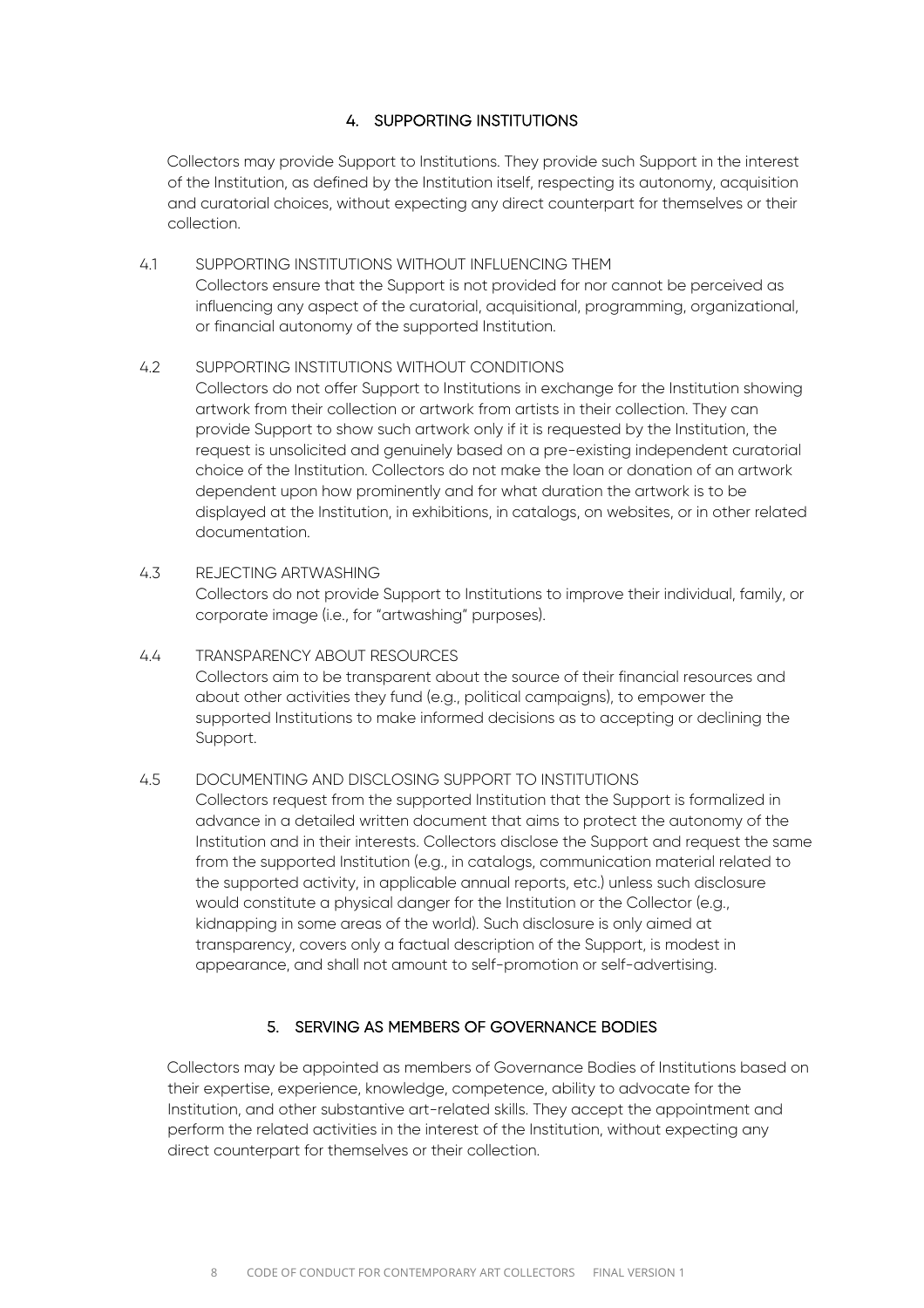## 4. SUPPORTING INSTITUTIONS

Collectors may provide Support to Institutions. They provide such Support in the interest of the Institution, as defined by the Institution itself, respecting its autonomy, acquisition and curatorial choices, without expecting any direct counterpart for themselves or their collection.

### 4.1 SUPPORTING INSTITUTIONS WITHOUT INFLUENCING THEM

Collectors ensure that the Support is not provided for nor cannot be perceived as influencing any aspect of the curatorial, acquisitional, programming, organizational, or financial autonomy of the supported Institution.

### 4.2 SUPPORTING INSTITUTIONS WITHOUT CONDITIONS

Collectors do not offer Support to Institutions in exchange for the Institution showing artwork from their collection or artwork from artists in their collection. They can provide Support to show such artwork only if it is requested by the Institution, the request is unsolicited and genuinely based on a pre-existing independent curatorial choice of the Institution. Collectors do not make the loan or donation of an artwork dependent upon how prominently and for what duration the artwork is to be displayed at the Institution, in exhibitions, in catalogs, on websites, or in other related documentation.

### 4.3 REJECTING ARTWASHING

Collectors do not provide Support to Institutions to improve their individual, family, or corporate image (i.e., for "artwashing" purposes).

### 4.4 TRANSPARENCY ABOUT RESOURCES

Collectors aim to be transparent about the source of their financial resources and about other activities they fund (e.g., political campaigns), to empower the supported Institutions to make informed decisions as to accepting or declining the Support.

### 4.5 DOCUMENTING AND DISCLOSING SUPPORT TO INSTITUTIONS

Collectors request from the supported Institution that the Support is formalized in advance in a detailed written document that aims to protect the autonomy of the Institution and in their interests. Collectors disclose the Support and request the same from the supported Institution (e.g., in catalogs, communication material related to the supported activity, in applicable annual reports, etc.) unless such disclosure would constitute a physical danger for the Institution or the Collector (e.g., kidnapping in some areas of the world). Such disclosure is only aimed at transparency, covers only a factual description of the Support, is modest in appearance, and shall not amount to self-promotion or self-advertising.

## 5. SERVING AS MEMBERS OF GOVERNANCE BODIES

Collectors may be appointed as members of Governance Bodies of Institutions based on their expertise, experience, knowledge, competence, ability to advocate for the Institution, and other substantive art-related skills. They accept the appointment and perform the related activities in the interest of the Institution, without expecting any direct counterpart for themselves or their collection.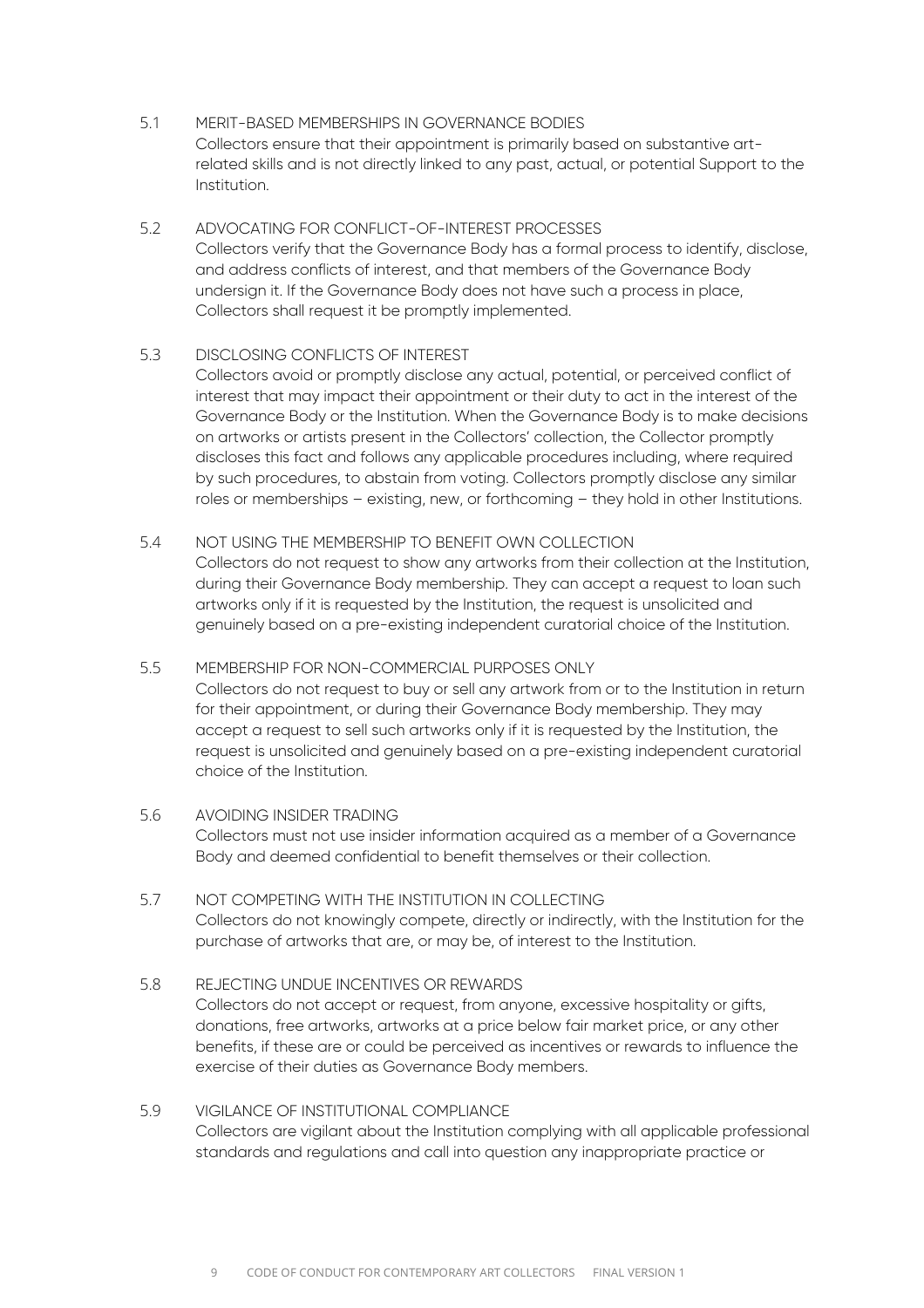### 5.1 MERIT-BASED MEMBERSHIPS IN GOVERNANCE BODIES

Collectors ensure that their appointment is primarily based on substantive art-related skills and is not directly linked to any past, actual, or potential Support to the Institution.

### 5.2 ADVOCATING FOR CONFLICT-OF-INTEREST PROCESSES

Collectors verify that the Governance Body has a formal process to identify, disclose, and address conflicts of interest, and that members of the Governance Body undersign it. If the Governance Body does not have such a process in place, Collectors shall request it be promptly implemented.

### 5.3 DISCLOSING CONFLICTS OF INTEREST

Collectors avoid or promptly disclose any actual, potential, or perceived conflict of interest that may impact their appointment or their duty to act in the interest of the Governance Body or the Institution. When the Governance Body is to make decisions on artworks or artists present in the Collectors' collection, the Collector promptly discloses this fact and follows any applicable procedures including, where required by such procedures, to abstain from voting. Collectors promptly disclose any similar roles or memberships – existing, new, or forthcoming – they hold in other Institutions.

### 5.4 NOT USING THE MEMBERSHIP TO BENEFIT OWN COLLECTION

Collectors do not request to show any artworks from their collection at the Institution, during their Governance Body membership. They can accept a request to loan such artworks only if it is requested by the Institution, the request is unsolicited and genuinely based on a pre-existing independent curatorial choice of the Institution.

### 5.5 MEMBERSHIP FOR NON-COMMERCIAL PURPOSES ONLY

Collectors do not request to buy or sell any artwork from or to the Institution in return for their appointment, or during their Governance Body membership. They may accept a request to sell such artworks only if it is requested by the Institution, the request is unsolicited and genuinely based on a pre-existing independent curatorial choice of the Institution.

### 5.6 AVOIDING INSIDER TRADING

Collectors must not use insider information acquired as a member of a Governance Body and deemed confidential to benefit themselves or their collection.

### 5.7 NOT COMPETING WITH THE INSTITUTION IN COLLECTING

Collectors do not knowingly compete, directly or indirectly, with the Institution for the purchase of artworks that are, or may be, of interest to the Institution.

### 5.8 REJECTING UNDUE INCENTIVES OR REWARDS

Collectors do not accept or request, from anyone, excessive hospitality or gifts, donations, free artworks, artworks at a price below fair market price, or any other benefits, if these are or could be perceived as incentives or rewards to influence the exercise of their duties as Governance Body members.

### 5.9 VIGILANCE OF INSTITUTIONAL COMPLIANCE

Collectors are vigilant about the Institution complying with all applicable professional standards and regulations and call into question any inappropriate practice or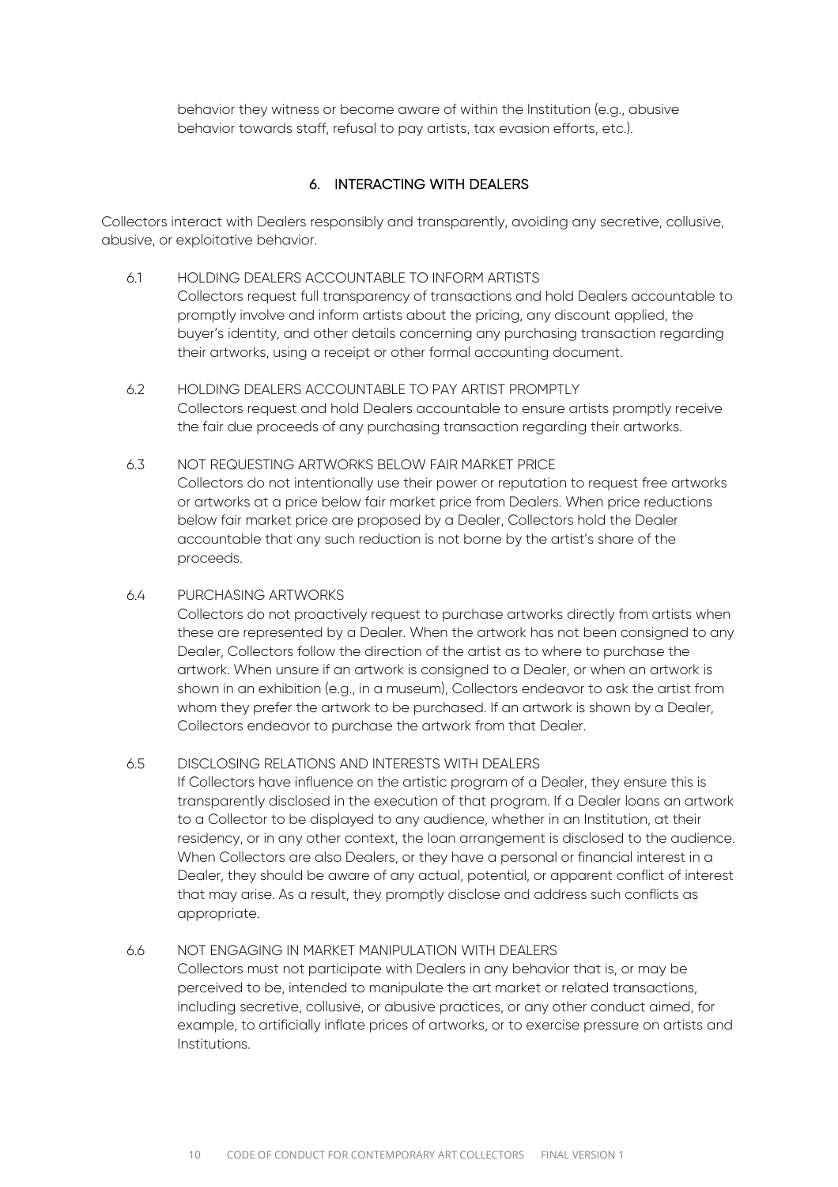behavior they witness or become aware of within the Institution (e.g., abusive behavior towards staff, refusal to pay artists, tax evasion efforts, etc.).

## 6. INTERACTING WITH DEALERS

Collectors interact with Dealers responsibly and transparently, avoiding any secretive, collusive, abusive, or exploitative behavior.

### 6.1 HOLDING DEALERS ACCOUNTABLE TO INFORM ARTISTS

Collectors request full transparency of transactions and hold Dealers accountable to promptly involve and inform artists about the pricing, any discount applied, the buyer's identity, and other details concerning any purchasing transaction regarding their artworks, using a receipt or other formal accounting document.

### 6.2 HOLDING DEALERS ACCOUNTABLE TO PAY ARTIST PROMPTLY

Collectors request and hold Dealers accountable to ensure artists promptly receive the fair due proceeds of any purchasing transaction regarding their artworks.

### 6.3 NOT REQUESTING ARTWORKS BELOW FAIR MARKET PRICE

Collectors do not intentionally use their power or reputation to request free artworks or artworks at a price below fair market price from Dealers. When price reductions below fair market price are proposed by a Dealer, Collectors hold the Dealer accountable that any such reduction is not borne by the artist's share of the proceeds.

### 6.4 PURCHASING ARTWORKS

Collectors do not proactively request to purchase artworks directly from artists when these are represented by a Dealer. When the artwork has not been consigned to any Dealer, Collectors follow the direction of the artist as to where to purchase the artwork. When unsure if an artwork is consigned to a Dealer, or when an artwork is shown in an exhibition (e.g., in a museum), Collectors endeavor to ask the artist from whom they prefer the artwork to be purchased. If an artwork is shown by a Dealer, Collectors endeavor to purchase the artwork from that Dealer.

### 6.5 DISCLOSING RELATIONS AND INTERESTS WITH DEALERS

If Collectors have influence on the artistic program of a Dealer, they ensure this is transparently disclosed in the execution of that program. If a Dealer loans an artwork to a Collector to be displayed to any audience, whether in an Institution, at their residency, or in any other context, the loan arrangement is disclosed to the audience. When Collectors are also Dealers, or they have a personal or financial interest in a Dealer, they should be aware of any actual, potential, or apparent conflict of interest that may arise. As a result, they promptly disclose and address such conflicts as appropriate.

### 6.6 NOT ENGAGING IN MARKET MANIPULATION WITH DEALERS

Collectors must not participate with Dealers in any behavior that is, or may be perceived to be, intended to manipulate the art market or related transactions, including secretive, collusive, or abusive practices, or any other conduct aimed, for example, to artificially inflate prices of artworks, or to exercise pressure on artists and Institutions.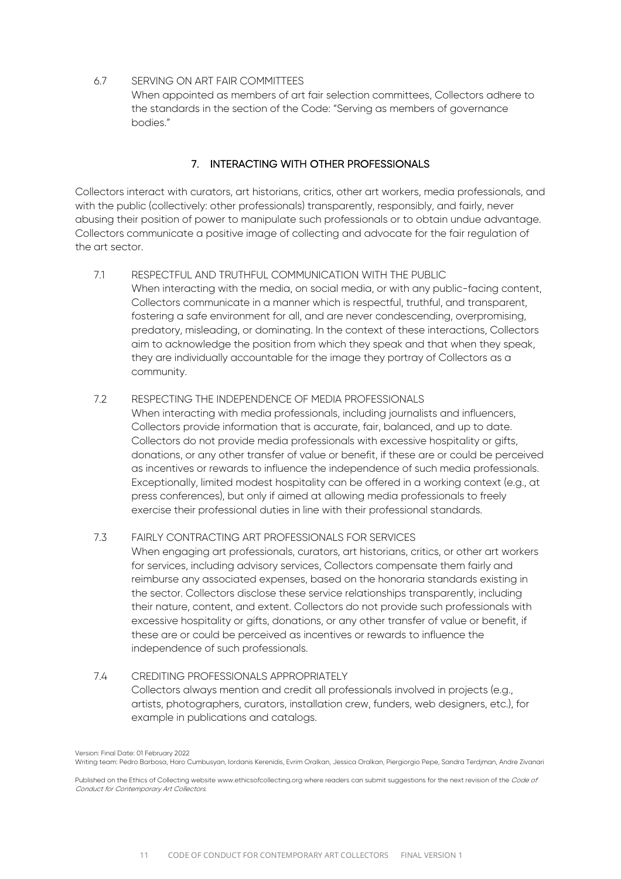### 6.7 SERVING ON ART FAIR COMMITTEES

When appointed as members of art fair selection committees, Collectors adhere to the standards in the section of the Code: "Serving as members of governance bodies."

## 7. INTERACTING WITH OTHER PROFESSIONALS

Collectors interact with curators, art historians, critics, other art workers, media professionals, and with the public (collectively: other professionals) transparently, responsibly, and fairly, never abusing their position of power to manipulate such professionals or to obtain undue advantage. Collectors communicate a positive image of collecting and advocate for the fair regulation of the art sector.

### 7.1 RESPECTFUL AND TRUTHFUL COMMUNICATION WITH THE PUBLIC

When interacting with the media, on social media, or with any public-facing content, Collectors communicate in a manner which is respectful, truthful, and transparent, fostering a safe environment for all, and are never condescending, overpromising, predatory, misleading, or dominating. In the context of these interactions, Collectors aim to acknowledge the position from which they speak and that when they speak, they are individually accountable for the image they portray of Collectors as a community.

### 7.2 RESPECTING THE INDEPENDENCE OF MEDIA PROFESSIONALS

When interacting with media professionals, including journalists and influencers, Collectors provide information that is accurate, fair, balanced, and up to date. Collectors do not provide media professionals with excessive hospitality or gifts, donations, or any other transfer of value or benefit, if these are or could be perceived as incentives or rewards to influence the independence of such media professionals. Exceptionally, limited modest hospitality can be offered in a working context (e.g., at press conferences), but only if aimed at allowing media professionals to freely exercise their professional duties in line with their professional standards.

### 7.3 FAIRLY CONTRACTING ART PROFESSIONALS FOR SERVICES

When engaging art professionals, curators, art historians, critics, or other art workers for services, including advisory services, Collectors compensate them fairly and reimburse any associated expenses, based on the honoraria standards existing in the sector. Collectors disclose these service relationships transparently, including their nature, content, and extent. Collectors do not provide such professionals with excessive hospitality or gifts, donations, or any other transfer of value or benefit, if these are or could be perceived as incentives or rewards to influence the independence of such professionals.

### 7.4 CREDITING PROFESSIONALS APPROPRIATELY

Collectors always mention and credit all professionals involved in projects (e.g., artists, photographers, curators, installation crew, funders, web designers, etc.), for example in publications and catalogs.

Version: Final Date: 01 February 2022
Writing team: Pedro Barbosa, Haro Cumbusyan, Iordanis Kerenidis, Evrim Oralkan, Jessica Oralkan, Piergiorgio Pepe, Sandra Terdjman, Andre Zivanari

Published on the Ethics of Collecting website www.ethicsofcollecting.org where readers can submit suggestions for the next revision of the *Code of Conduct for Contemporary Art Collectors*.